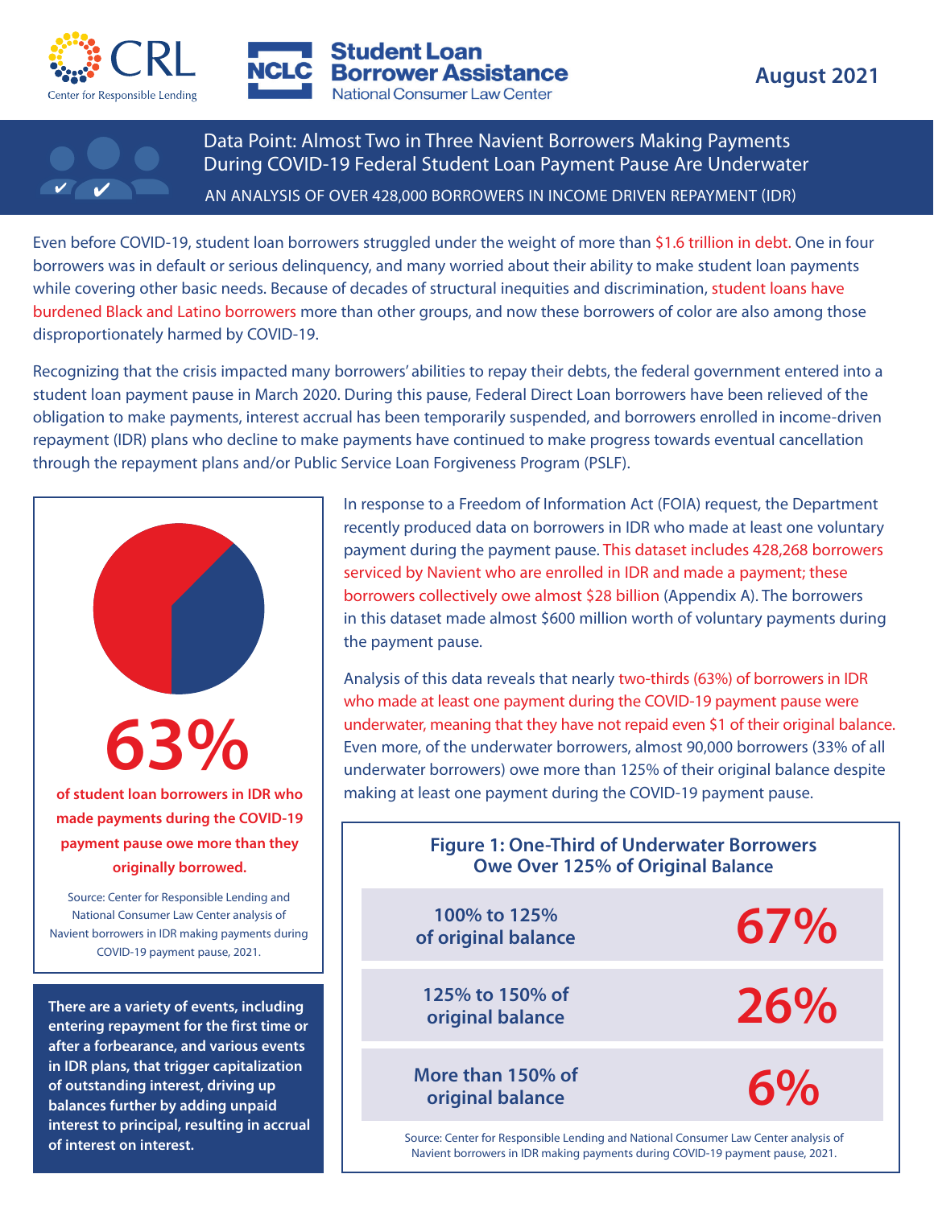CRL Center for Responsible Lending

NCLC Student Loan Borrower Assistance — National Consumer Law Center

**August 2021**

# Data Point: Almost Two in Three Navient Borrowers Making Payments During COVID-19 Federal Student Loan Payment Pause Are Underwater

## AN ANALYSIS OF OVER 428,000 BORROWERS IN INCOME DRIVEN REPAYMENT (IDR)

Even before COVID-19, student loan borrowers struggled under the weight of more than $1.6 trillion in debt. One in four borrowers was in default or serious delinquency, and many worried about their ability to make student loan payments while covering other basic needs. Because of decades of structural inequities and discrimination, student loans have burdened Black and Latino borrowers more than other groups, and now these borrowers of color are also among those disproportionately harmed by COVID-19.

Recognizing that the crisis impacted many borrowers' abilities to repay their debts, the federal government entered into a student loan payment pause in March 2020. During this pause, Federal Direct Loan borrowers have been relieved of the obligation to make payments, interest accrual has been temporarily suspended, and borrowers enrolled in income-driven repayment (IDR) plans who decline to make payments have continued to make progress towards eventual cancellation through the repayment plans and/or Public Service Loan Forgiveness Program (PSLF).

In response to a Freedom of Information Act (FOIA) request, the Department recently produced data on borrowers in IDR who made at least one voluntary payment during the payment pause. This dataset includes 428,268 borrowers serviced by Navient who are enrolled in IDR and made a payment; these borrowers collectively owe almost $28 billion (Appendix A). The borrowers in this dataset made almost $600 million worth of voluntary payments during the payment pause.

Analysis of this data reveals that nearly two-thirds (63%) of borrowers in IDR who made at least one payment during the COVID-19 payment pause were underwater, meaning that they have not repaid even $1 of their original balance. Even more, of the underwater borrowers, almost 90,000 borrowers (33% of all underwater borrowers) owe more than 125% of their original balance despite making at least one payment during the COVID-19 payment pause.

**63%**

**of student loan borrowers in IDR who made payments during the COVID-19 payment pause owe more than they originally borrowed.**

Source: Center for Responsible Lending and National Consumer Law Center analysis of Navient borrowers in IDR making payments during COVID-19 payment pause, 2021.

**There are a variety of events, including entering repayment for the first time or after a forbearance, and various events in IDR plans, that trigger capitalization of outstanding interest, driving up balances further by adding unpaid interest to principal, resulting in accrual of interest on interest.**

**Figure 1: One-Third of Underwater Borrowers Owe Over 125% of Original Balance**

| Balance | Share |
|---|---|
| 100% to 125% of original balance | 67% |
| 125% to 150% of original balance | 26% |
| More than 150% of original balance | 6% |

Source: Center for Responsible Lending and National Consumer Law Center analysis of Navient borrowers in IDR making payments during COVID-19 payment pause, 2021.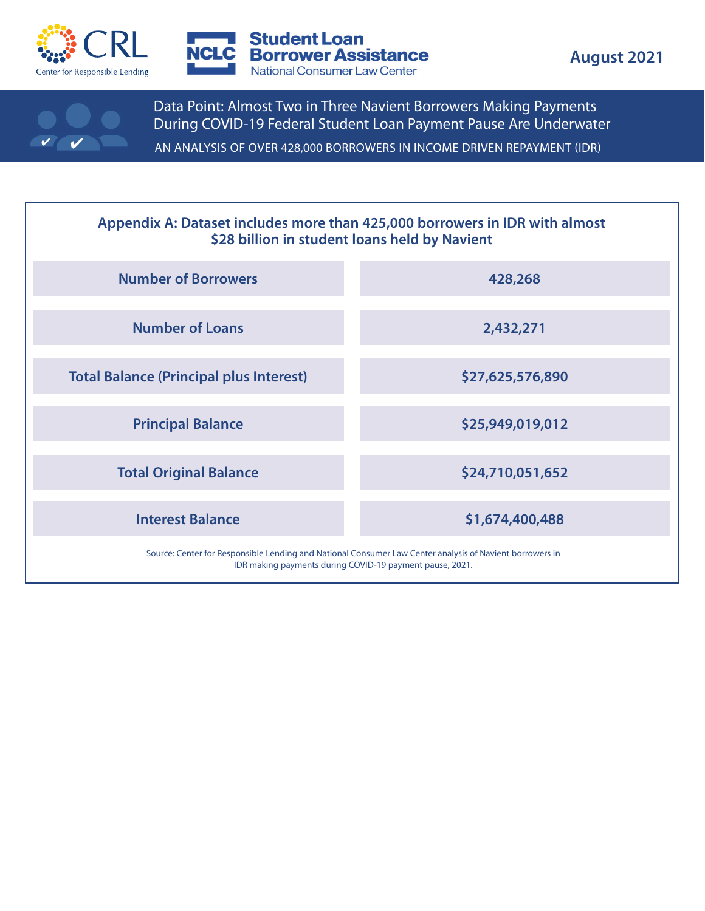CRL
Center for Responsible Lending

NCLC Student Loan Borrower Assistance
National Consumer Law Center

August 2021

Data Point: Almost Two in Three Navient Borrowers Making Payments During COVID-19 Federal Student Loan Payment Pause Are Underwater

AN ANALYSIS OF OVER 428,000 BORROWERS IN INCOME DRIVEN REPAYMENT (IDR)

## Appendix A: Dataset includes more than 425,000 borrowers in IDR with almost $28 billion in student loans held by Navient

| | |
|---|---|
| Number of Borrowers | 428,268 |
| Number of Loans | 2,432,271 |
| Total Balance (Principal plus Interest) | $27,625,576,890 |
| Principal Balance | $25,949,019,012 |
| Total Original Balance | $24,710,051,652 |
| Interest Balance | $1,674,400,488 |

Source: Center for Responsible Lending and National Consumer Law Center analysis of Navient borrowers in IDR making payments during COVID-19 payment pause, 2021.